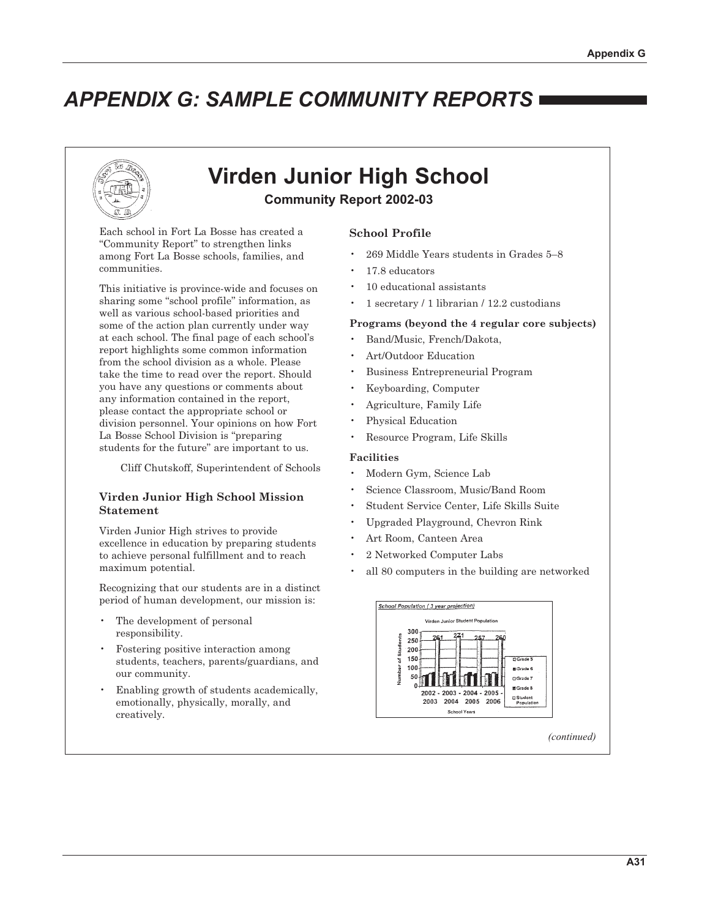# APPENDIX G: SAMPLE COMMUNITY REPORTS

## Virden Junior High School

**Community Report 2002-03**

Each school in Fort La Bosse has created a "Community Report" to strengthen links among Fort La Bosse schools, families, and communities.

This initiative is province-wide and focuses on sharing some "school profile" information, as well as various school-based priorities and some of the action plan currently under way at each school. The final page of each school's report highlights some common information from the school division as a whole. Please take the time to read over the report. Should you have any questions or comments about any information contained in the report, please contact the appropriate school or division personnel. Your opinions on how Fort La Bosse School Division is "preparing students for the future" are important to us.

Cliff Chutskoff, Superintendent of Schools

### Virden Junior High School Mission Statement

Virden Junior High strives to provide excellence in education by preparing students to achieve personal fulfillment and to reach maximum potential.

Recognizing that our students are in a distinct period of human development, our mission is:

- The development of personal responsibility.
- Fostering positive interaction among students, teachers, parents/guardians, and our community.
- Enabling growth of students academically, emotionally, physically, morally, and creatively.

### School Profile

- 269 Middle Years students in Grades 5–8
- 17.8 educators
- 10 educational assistants
- 1 secretary / 1 librarian / 12.2 custodians

**Programs (beyond the 4 regular core subjects)**

- Band/Music, French/Dakota,
- Art/Outdoor Education
- Business Entrepreneurial Program
- Keyboarding, Computer
- Agriculture, Family Life
- Physical Education
- Resource Program, Life Skills

**Facilities**

- Modern Gym, Science Lab
- Science Classroom, Music/Band Room
- Student Service Center, Life Skills Suite
- Upgraded Playground, Chevron Rink
- Art Room, Canteen Area
- 2 Networked Computer Labs
- all 80 computers in the building are networked

*School Population (3 year projection)*

Virden Junior Student Population

| School Years | Student Population |
|---|---|
| 2002 - 2003 | 261 |
| 2003 - 2004 | 271 |
| 2004 - 2005 | 257 |
| 2005 - 2006 | 260 |

*(continued)*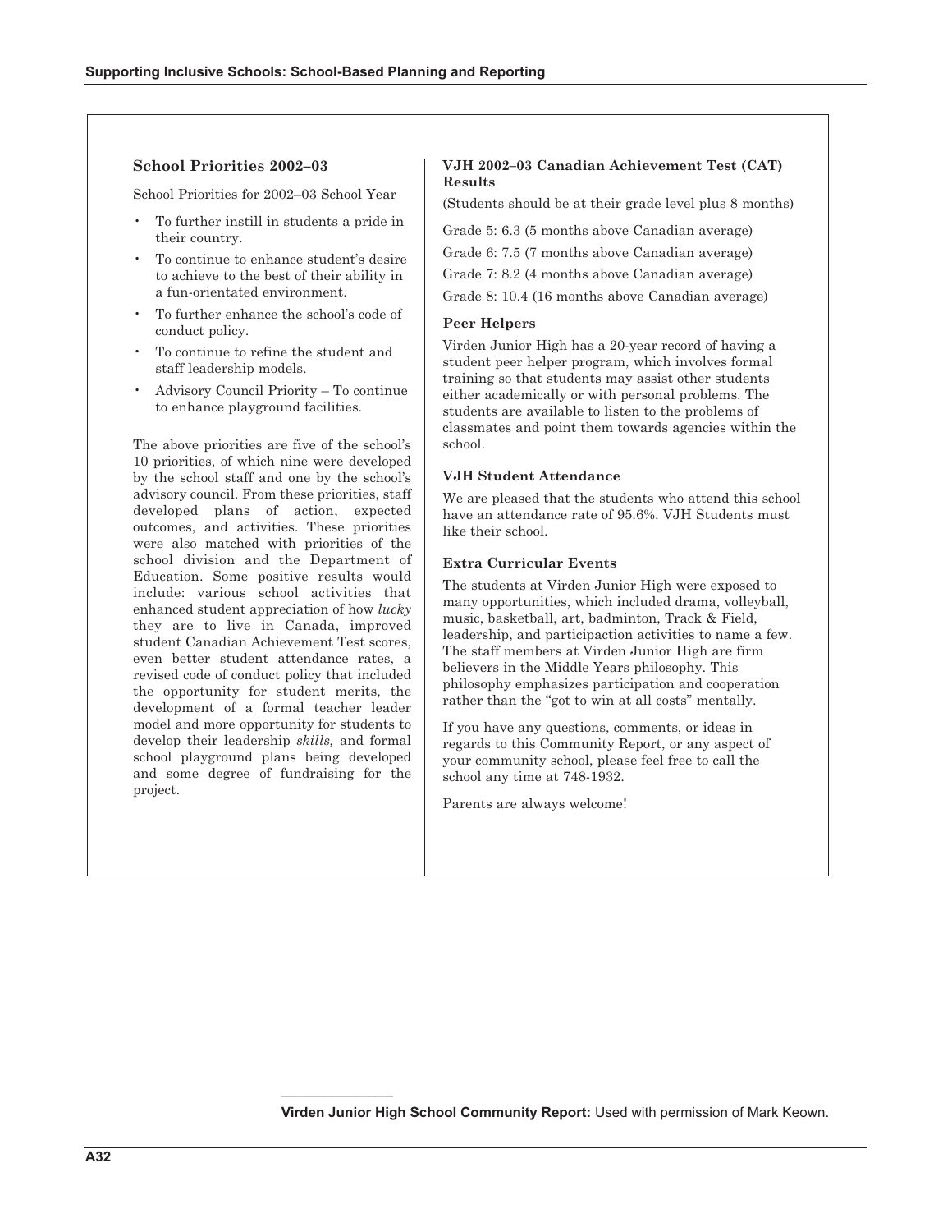### School Priorities 2002–03

School Priorities for 2002–03 School Year

- To further instill in students a pride in their country.
- To continue to enhance student's desire to achieve to the best of their ability in a fun-orientated environment.
- To further enhance the school's code of conduct policy.
- To continue to refine the student and staff leadership models.
- Advisory Council Priority – To continue to enhance playground facilities.

The above priorities are five of the school's 10 priorities, of which nine were developed by the school staff and one by the school's advisory council. From these priorities, staff developed plans of action, expected outcomes, and activities. These priorities were also matched with priorities of the school division and the Department of Education. Some positive results would include: various school activities that enhanced student appreciation of how *lucky* they are to live in Canada, improved student Canadian Achievement Test scores, even better student attendance rates, a revised code of conduct policy that included the opportunity for student merits, the development of a formal teacher leader model and more opportunity for students to develop their leadership *skills,* and formal school playground plans being developed and some degree of fundraising for the project.

### VJH 2002–03 Canadian Achievement Test (CAT) Results

(Students should be at their grade level plus 8 months)

Grade 5: 6.3 (5 months above Canadian average)

Grade 6: 7.5 (7 months above Canadian average)

Grade 7: 8.2 (4 months above Canadian average)

Grade 8: 10.4 (16 months above Canadian average)

### Peer Helpers

Virden Junior High has a 20-year record of having a student peer helper program, which involves formal training so that students may assist other students either academically or with personal problems. The students are available to listen to the problems of classmates and point them towards agencies within the school.

### VJH Student Attendance

We are pleased that the students who attend this school have an attendance rate of 95.6%. VJH Students must like their school.

### Extra Curricular Events

The students at Virden Junior High were exposed to many opportunities, which included drama, volleyball, music, basketball, art, badminton, Track & Field, leadership, and participaction activities to name a few. The staff members at Virden Junior High are firm believers in the Middle Years philosophy. This philosophy emphasizes participation and cooperation rather than the "got to win at all costs" mentally.

If you have any questions, comments, or ideas in regards to this Community Report, or any aspect of your community school, please feel free to call the school any time at 748-1932.

Parents are always welcome!

---

**Virden Junior High School Community Report:** Used with permission of Mark Keown.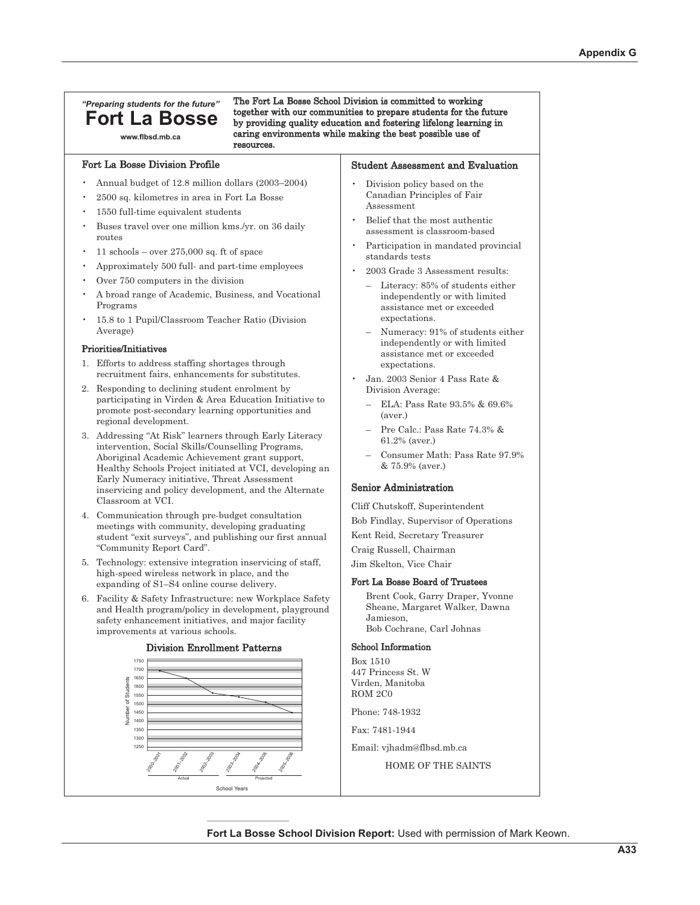*"Preparing students for the future"*

# Fort La Bosse

www.flbsd.mb.ca

**The Fort La Bosse School Division is committed to working together with our communities to prepare students for the future by providing quality education and fostering lifelong learning in caring environments while making the best possible use of resources.**

## Fort La Bosse Division Profile

- Annual budget of 12.8 million dollars (2003–2004)
- 2500 sq. kilometres in area in Fort La Bosse
- 1550 full-time equivalent students
- Buses travel over one million kms./yr. on 36 daily routes
- 11 schools – over 275,000 sq. ft of space
- Approximately 500 full- and part-time employees
- Over 750 computers in the division
- A broad range of Academic, Business, and Vocational Programs
- 15.8 to 1 Pupil/Classroom Teacher Ratio (Division Average)

### Priorities/Initiatives

1. Efforts to address staffing shortages through recruitment fairs, enhancements for substitutes.
2. Responding to declining student enrolment by participating in Virden & Area Education Initiative to promote post-secondary learning opportunities and regional development.
3. Addressing "At Risk" learners through Early Literacy intervention, Social Skills/Counselling Programs, Aboriginal Academic Achievement grant support, Healthy Schools Project initiated at VCI, developing an Early Numeracy initiative, Threat Assessment inservicing and policy development, and the Alternate Classroom at VCI.
4. Communication through pre-budget consultation meetings with community, developing graduating student "exit surveys", and publishing our first annual "Community Report Card".
5. Technology: extensive integration inservicing of staff, high-speed wireless network in place, and the expanding of S1–S4 online course delivery.
6. Facility & Safety Infrastructure: new Workplace Safety and Health program/policy in development, playground safety enhancement initiatives, and major facility improvements at various schools.

### Division Enrollment Patterns

(Line chart: Number of Students, 1250–1750, by School Years 2000–2001 to 2005–2006; 2000–2001 to 2002–2003 Actual, 2003–2004 to 2005–2006 Projected)

## Student Assessment and Evaluation

- Division policy based on the Canadian Principles of Fair Assessment
- Belief that the most authentic assessment is classroom-based
- Participation in mandated provincial standards tests
- 2003 Grade 3 Assessment results:
  - Literacy: 85% of students either independently or with limited assistance met or exceeded expectations.
  - Numeracy: 91% of students either independently or with limited assistance met or exceeded expectations.
- Jan. 2003 Senior 4 Pass Rate & Division Average:
  - ELA: Pass Rate 93.5% & 69.6% (aver.)
  - Pre Calc.: Pass Rate 74.3% & 61.2% (aver.)
  - Consumer Math: Pass Rate 97.9% & 75.9% (aver.)

## Senior Administration

Cliff Chutskoff, Superintendent

Bob Findlay, Supervisor of Operations

Kent Reid, Secretary Treasurer

Craig Russell, Chairman

Jim Skelton, Vice Chair

### Fort La Bosse Board of Trustees

Brent Cook, Garry Draper, Yvonne Sheane, Margaret Walker, Dawna Jamieson,
Bob Cochrane, Carl Johnas

### School Information

Box 1510
447 Princess St. W
Virden, Manitoba
ROM 2C0

Phone: 748-1932

Fax: 7481-1944

Email: vjhadm@flbsd.mb.ca

HOME OF THE SAINTS

---

**Fort La Bosse School Division Report:** Used with permission of Mark Keown.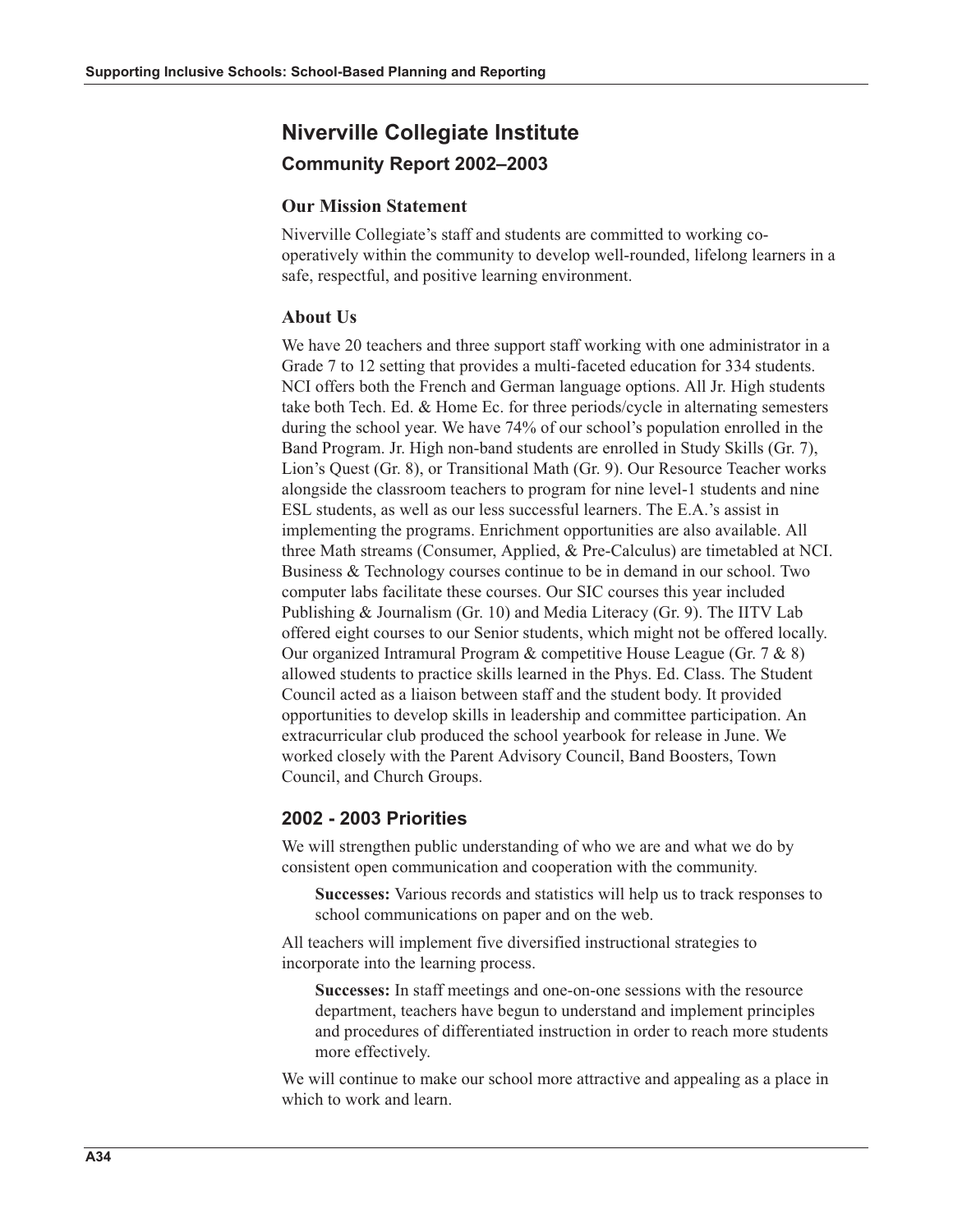## Niverville Collegiate Institute

### Community Report 2002–2003

### Our Mission Statement

Niverville Collegiate's staff and students are committed to working co-operatively within the community to develop well-rounded, lifelong learners in a safe, respectful, and positive learning environment.

### About Us

We have 20 teachers and three support staff working with one administrator in a Grade 7 to 12 setting that provides a multi-faceted education for 334 students. NCI offers both the French and German language options. All Jr. High students take both Tech. Ed. & Home Ec. for three periods/cycle in alternating semesters during the school year. We have 74% of our school's population enrolled in the Band Program. Jr. High non-band students are enrolled in Study Skills (Gr. 7), Lion's Quest (Gr. 8), or Transitional Math (Gr. 9). Our Resource Teacher works alongside the classroom teachers to program for nine level-1 students and nine ESL students, as well as our less successful learners. The E.A.'s assist in implementing the programs. Enrichment opportunities are also available. All three Math streams (Consumer, Applied, & Pre-Calculus) are timetabled at NCI. Business & Technology courses continue to be in demand in our school. Two computer labs facilitate these courses. Our SIC courses this year included Publishing & Journalism (Gr. 10) and Media Literacy (Gr. 9). The IITV Lab offered eight courses to our Senior students, which might not be offered locally. Our organized Intramural Program & competitive House League (Gr. 7 & 8) allowed students to practice skills learned in the Phys. Ed. Class. The Student Council acted as a liaison between staff and the student body. It provided opportunities to develop skills in leadership and committee participation. An extracurricular club produced the school yearbook for release in June. We worked closely with the Parent Advisory Council, Band Boosters, Town Council, and Church Groups.

### 2002 - 2003 Priorities

We will strengthen public understanding of who we are and what we do by consistent open communication and cooperation with the community.

> **Successes:** Various records and statistics will help us to track responses to school communications on paper and on the web.

All teachers will implement five diversified instructional strategies to incorporate into the learning process.

> **Successes:** In staff meetings and one-on-one sessions with the resource department, teachers have begun to understand and implement principles and procedures of differentiated instruction in order to reach more students more effectively.

We will continue to make our school more attractive and appealing as a place in which to work and learn.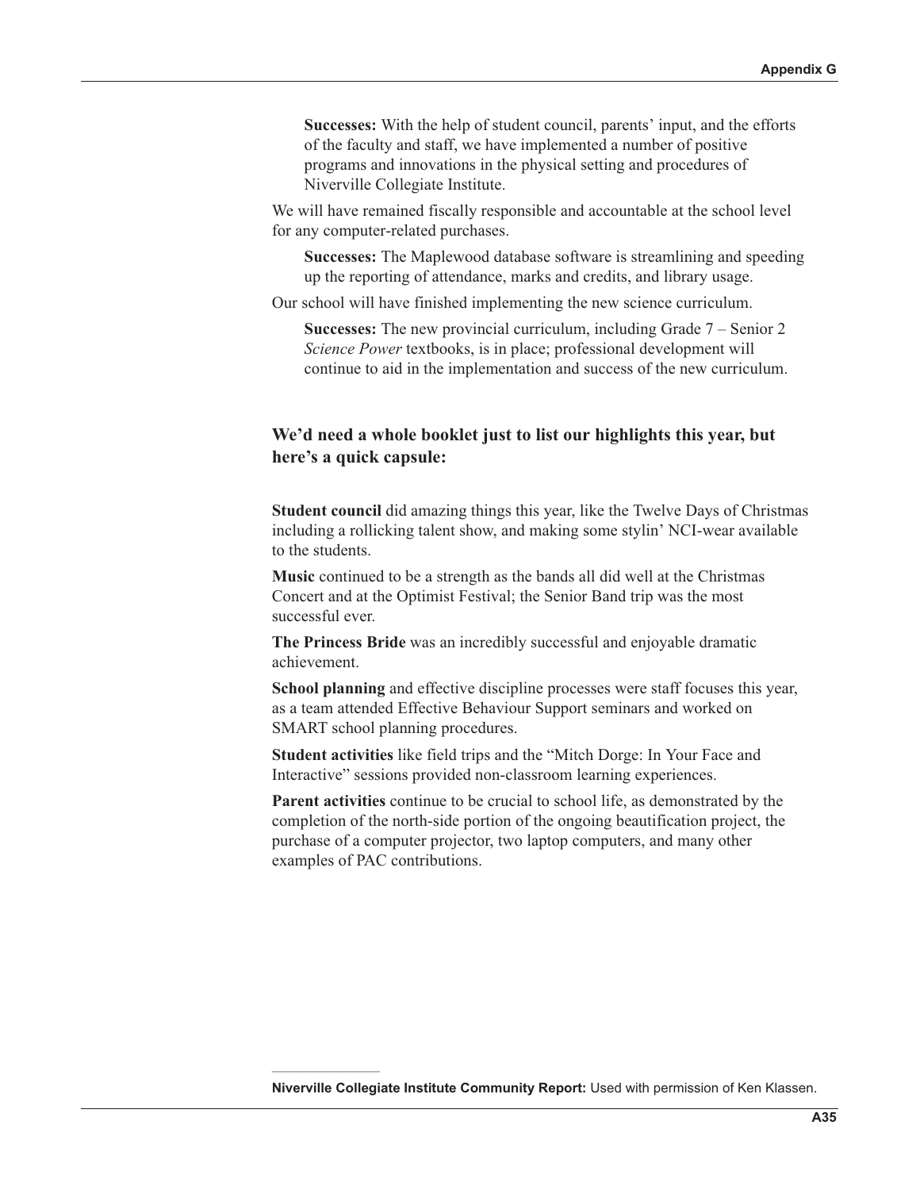**Successes:** With the help of student council, parents' input, and the efforts of the faculty and staff, we have implemented a number of positive programs and innovations in the physical setting and procedures of Niverville Collegiate Institute.

We will have remained fiscally responsible and accountable at the school level for any computer-related purchases.

**Successes:** The Maplewood database software is streamlining and speeding up the reporting of attendance, marks and credits, and library usage.

Our school will have finished implementing the new science curriculum.

**Successes:** The new provincial curriculum, including Grade 7 – Senior 2 *Science Power* textbooks, is in place; professional development will continue to aid in the implementation and success of the new curriculum.

### We'd need a whole booklet just to list our highlights this year, but here's a quick capsule:

**Student council** did amazing things this year, like the Twelve Days of Christmas including a rollicking talent show, and making some stylin' NCI-wear available to the students.

**Music** continued to be a strength as the bands all did well at the Christmas Concert and at the Optimist Festival; the Senior Band trip was the most successful ever.

**The Princess Bride** was an incredibly successful and enjoyable dramatic achievement.

**School planning** and effective discipline processes were staff focuses this year, as a team attended Effective Behaviour Support seminars and worked on SMART school planning procedures.

**Student activities** like field trips and the "Mitch Dorge: In Your Face and Interactive" sessions provided non-classroom learning experiences.

**Parent activities** continue to be crucial to school life, as demonstrated by the completion of the north-side portion of the ongoing beautification project, the purchase of a computer projector, two laptop computers, and many other examples of PAC contributions.

---

**Niverville Collegiate Institute Community Report:** Used with permission of Ken Klassen.